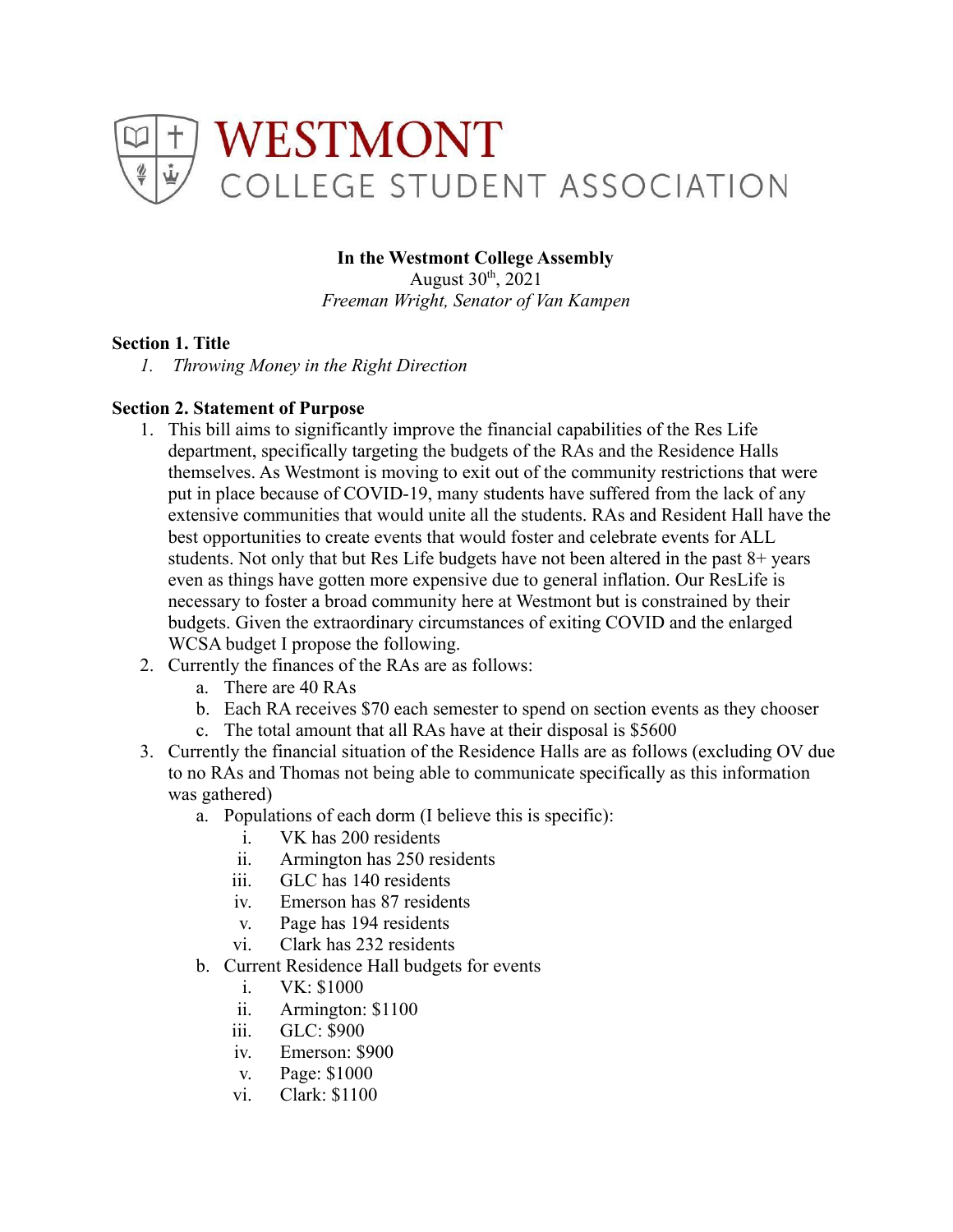# WESTMONT
## COLLEGE STUDENT ASSOCIATION

**In the Westmont College Assembly**
August 30th, 2021
*Freeman Wright, Senator of Van Kampen*

**Section 1. Title**

1. *Throwing Money in the Right Direction*

**Section 2. Statement of Purpose**

1. This bill aims to significantly improve the financial capabilities of the Res Life department, specifically targeting the budgets of the RAs and the Residence Halls themselves. As Westmont is moving to exit out of the community restrictions that were put in place because of COVID-19, many students have suffered from the lack of any extensive communities that would unite all the students. RAs and Resident Hall have the best opportunities to create events that would foster and celebrate events for ALL students. Not only that but Res Life budgets have not been altered in the past 8+ years even as things have gotten more expensive due to general inflation. Our ResLife is necessary to foster a broad community here at Westmont but is constrained by their budgets. Given the extraordinary circumstances of exiting COVID and the enlarged WCSA budget I propose the following.
2. Currently the finances of the RAs are as follows:
   a. There are 40 RAs
   b. Each RA receives $70 each semester to spend on section events as they chooser
   c. The total amount that all RAs have at their disposal is $5600
3. Currently the financial situation of the Residence Halls are as follows (excluding OV due to no RAs and Thomas not being able to communicate specifically as this information was gathered)
   a. Populations of each dorm (I believe this is specific):
      i. VK has 200 residents
      ii. Armington has 250 residents
      iii. GLC has 140 residents
      iv. Emerson has 87 residents
      v. Page has 194 residents
      vi. Clark has 232 residents
   b. Current Residence Hall budgets for events
      i. VK: $1000
      ii. Armington: $1100
      iii. GLC: $900
      iv. Emerson: $900
      v. Page: $1000
      vi. Clark: $1100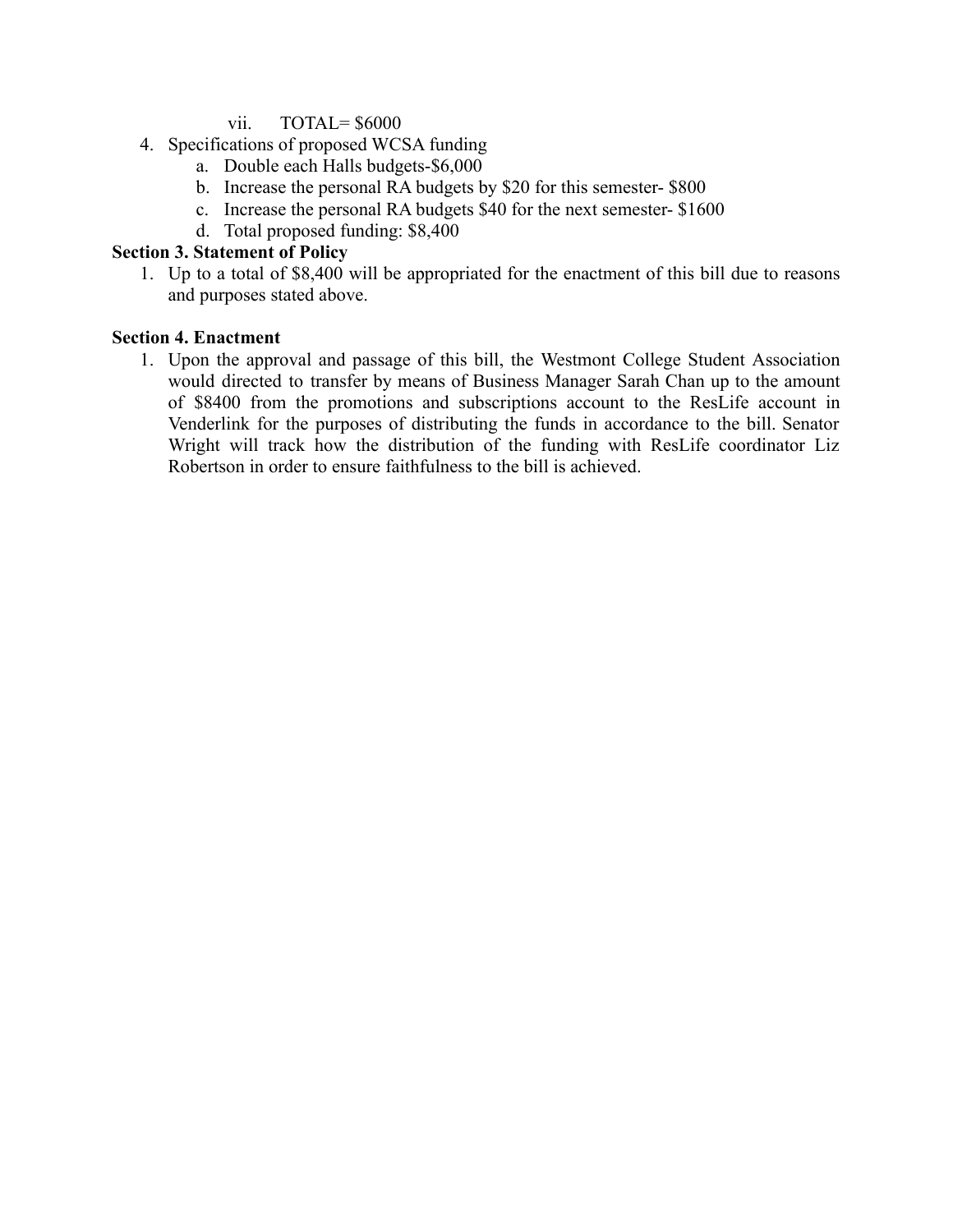vii. TOTAL= $6000

4. Specifications of proposed WCSA funding
    a. Double each Halls budgets-$6,000
    b. Increase the personal RA budgets by $20 for this semester- $800
    c. Increase the personal RA budgets $40 for the next semester- $1600
    d. Total proposed funding: $8,400

**Section 3. Statement of Policy**

1. Up to a total of $8,400 will be appropriated for the enactment of this bill due to reasons and purposes stated above.

**Section 4. Enactment**

1. Upon the approval and passage of this bill, the Westmont College Student Association would directed to transfer by means of Business Manager Sarah Chan up to the amount of $8400 from the promotions and subscriptions account to the ResLife account in Venderlink for the purposes of distributing the funds in accordance to the bill. Senator Wright will track how the distribution of the funding with ResLife coordinator Liz Robertson in order to ensure faithfulness to the bill is achieved.